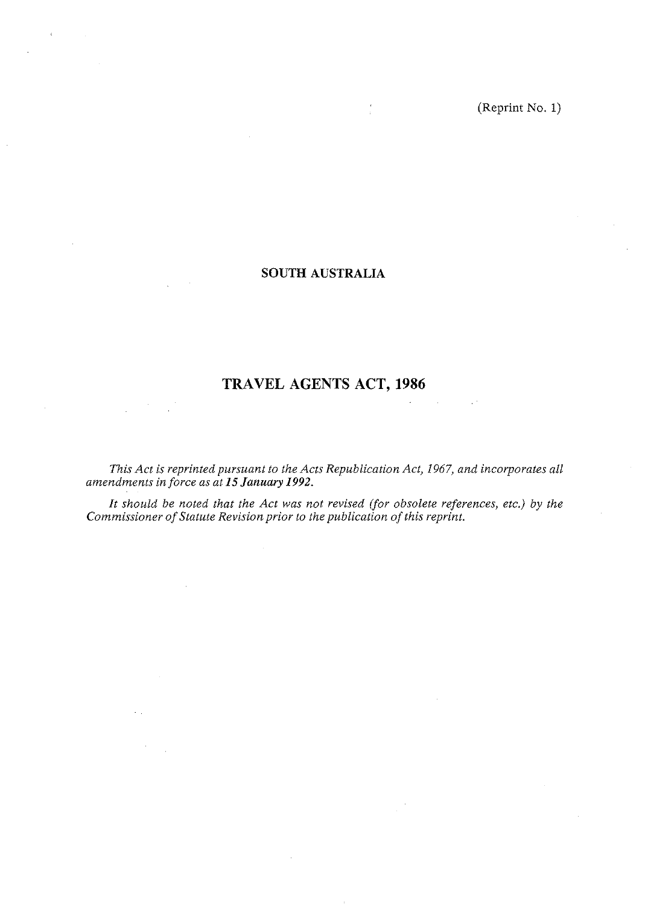(Reprint No. 1)

**SOUTH AUSTRALIA**

# TRAVEL AGENTS ACT, 1986

*This Act is reprinted pursuant to the Acts Republication Act, 1967, and incorporates all amendments in force as at **15 January 1992**.*

*It should be noted that the Act was not revised (for obsolete references, etc.) by the Commissioner of Statute Revision prior to the publication of this reprint.*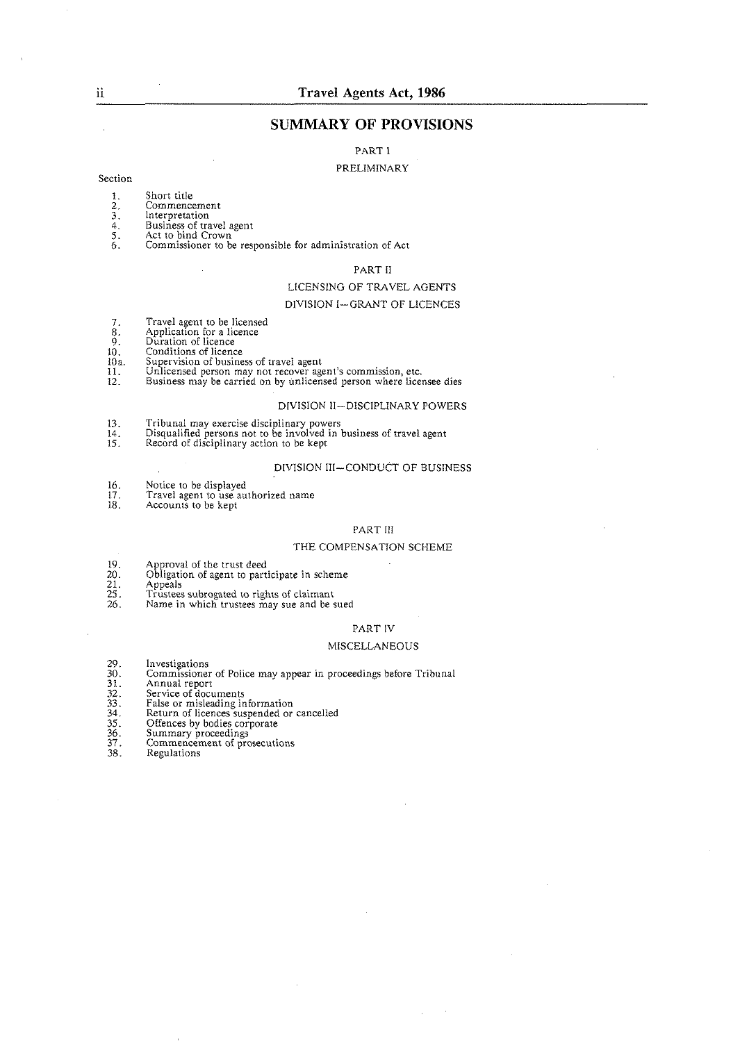# SUMMARY OF PROVISIONS

## PART I

### PRELIMINARY

Section

1. Short title
2. Commencement
3. Interpretation
4. Business of travel agent
5. Act to bind Crown
6. Commissioner to be responsible for administration of Act

## PART II

### LICENSING OF TRAVEL AGENTS

#### DIVISION I—GRANT OF LICENCES

7. Travel agent to be licensed
8. Application for a licence
9. Duration of licence
10. Conditions of licence

10a. Supervision of business of travel agent

11. Unlicensed person may not recover agent's commission, etc.
12. Business may be carried on by unlicensed person where licensee dies

#### DIVISION II—DISCIPLINARY POWERS

13. Tribunal may exercise disciplinary powers
14. Disqualified persons not to be involved in business of travel agent
15. Record of disciplinary action to be kept

#### DIVISION III—CONDUCT OF BUSINESS

16. Notice to be displayed
17. Travel agent to use authorized name
18. Accounts to be kept

## PART III

### THE COMPENSATION SCHEME

19. Approval of the trust deed
20. Obligation of agent to participate in scheme
21. Appeals

25. Trustees subrogated to rights of claimant
26. Name in which trustees may sue and be sued

## PART IV

### MISCELLANEOUS

29. Investigations
30. Commissioner of Police may appear in proceedings before Tribunal
31. Annual report
32. Service of documents
33. False or misleading information
34. Return of licences suspended or cancelled
35. Offences by bodies corporate
36. Summary proceedings
37. Commencement of prosecutions
38. Regulations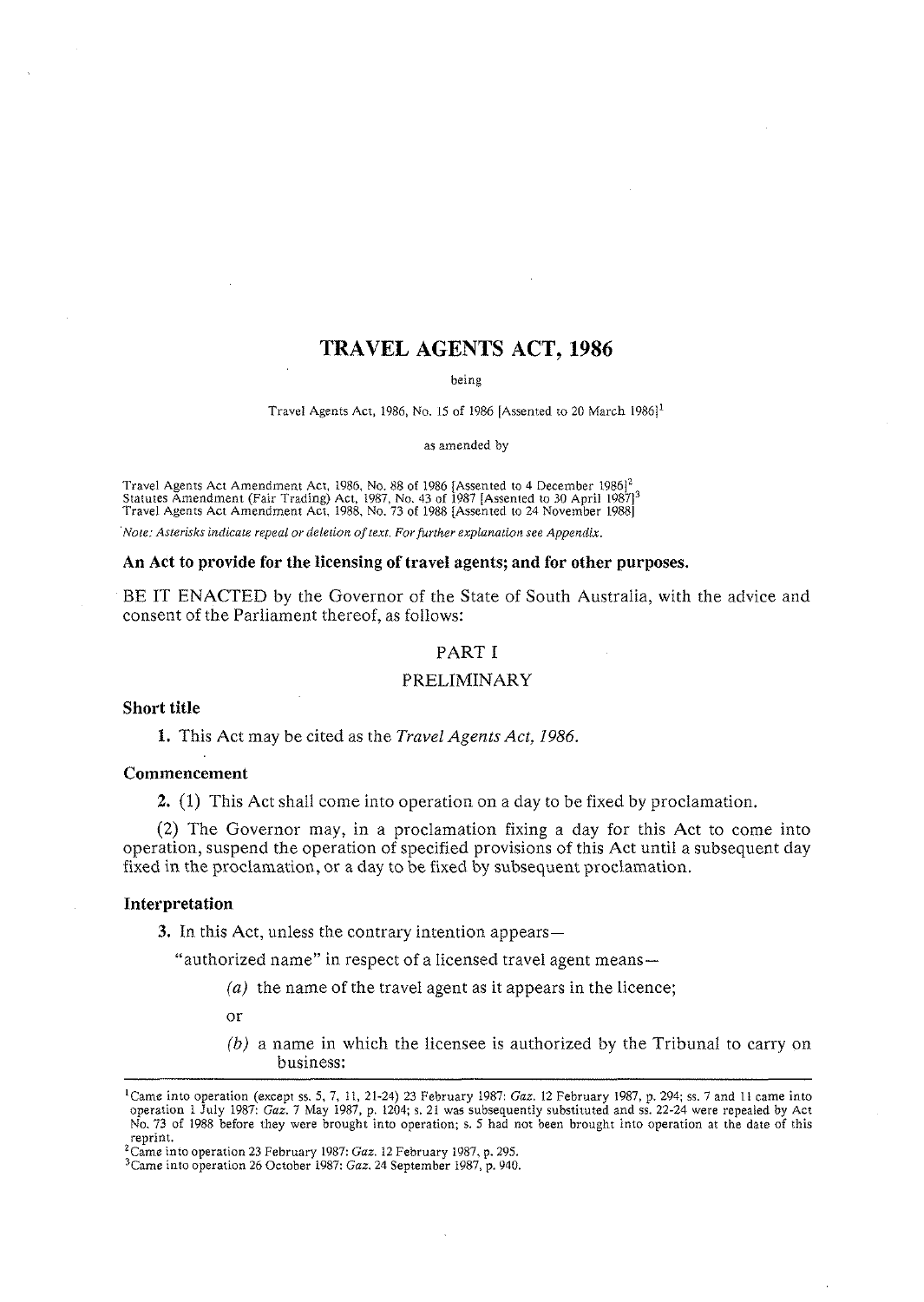# TRAVEL AGENTS ACT, 1986

being

Travel Agents Act, 1986, No. 15 of 1986 [Assented to 20 March 1986][1]

as amended by

Travel Agents Act Amendment Act, 1986, No. 88 of 1986 [Assented to 4 December 1986][2]
Statutes Amendment (Fair Trading) Act, 1987, No. 43 of 1987 [Assented to 30 April 1987][3]
Travel Agents Act Amendment Act, 1988, No. 73 of 1988 [Assented to 24 November 1988]

*Note: Asterisks indicate repeal or deletion of text. For further explanation see Appendix.*

**An Act to provide for the licensing of travel agents; and for other purposes.**

BE IT ENACTED by the Governor of the State of South Australia, with the advice and consent of the Parliament thereof, as follows:

## PART I

## PRELIMINARY

### Short title

**1.** This Act may be cited as the *Travel Agents Act, 1986*.

### Commencement

**2.** (1) This Act shall come into operation on a day to be fixed by proclamation.

(2) The Governor may, in a proclamation fixing a day for this Act to come into operation, suspend the operation of specified provisions of this Act until a subsequent day fixed in the proclamation, or a day to be fixed by subsequent proclamation.

### Interpretation

**3.** In this Act, unless the contrary intention appears—

"authorized name" in respect of a licensed travel agent means—

*(a)* the name of the travel agent as it appears in the licence;

or

*(b)* a name in which the licensee is authorized by the Tribunal to carry on business:

---

[1] Came into operation (except ss. 5, 7, 11, 21-24) 23 February 1987: *Gaz.* 12 February 1987, p. 294; ss. 7 and 11 came into operation 1 July 1987: *Gaz.* 7 May 1987, p. 1204; s. 21 was subsequently substituted and ss. 22-24 were repealed by Act No. 73 of 1988 before they were brought into operation; s. 5 had not been brought into operation at the date of this reprint.

[2] Came into operation 23 February 1987: *Gaz.* 12 February 1987, p. 295.

[3] Came into operation 26 October 1987: *Gaz.* 24 September 1987, p. 940.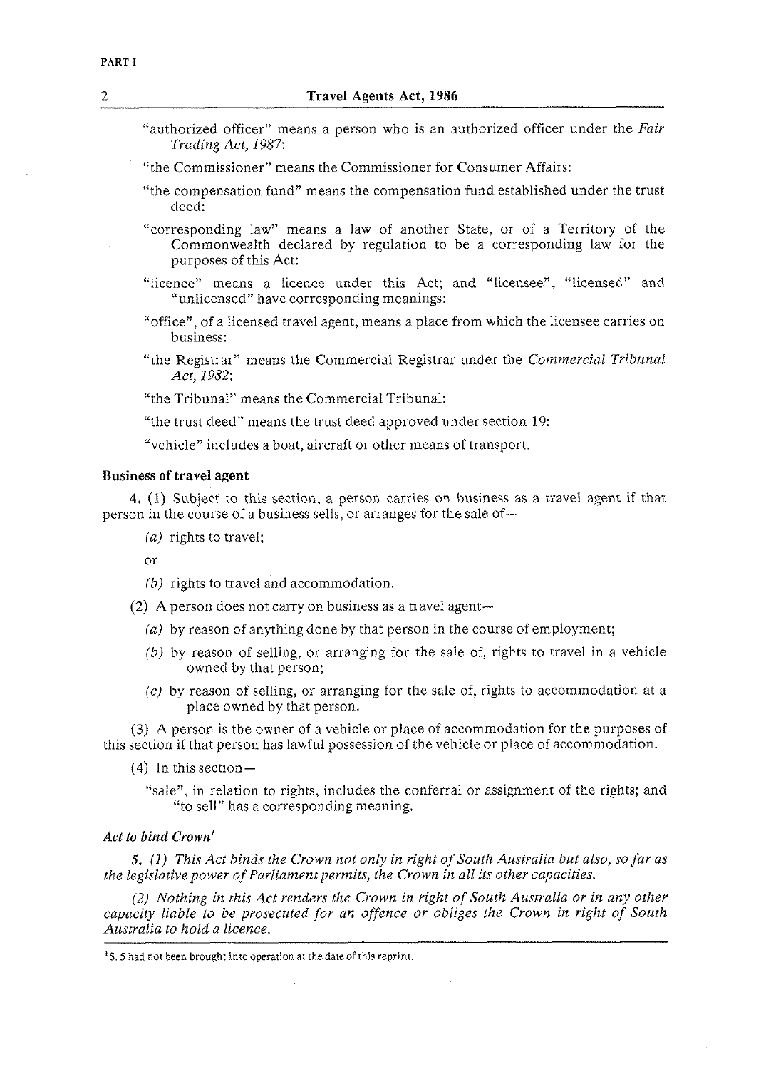"authorized officer" means a person who is an authorized officer under the *Fair Trading Act, 1987*:

"the Commissioner" means the Commissioner for Consumer Affairs:

"the compensation fund" means the compensation fund established under the trust deed:

"corresponding law" means a law of another State, or of a Territory of the Commonwealth declared by regulation to be a corresponding law for the purposes of this Act:

"licence" means a licence under this Act; and "licensee", "licensed" and "unlicensed" have corresponding meanings:

"office", of a licensed travel agent, means a place from which the licensee carries on business:

"the Registrar" means the Commercial Registrar under the *Commercial Tribunal Act, 1982*:

"the Tribunal" means the Commercial Tribunal:

"the trust deed" means the trust deed approved under section 19:

"vehicle" includes a boat, aircraft or other means of transport.

**Business of travel agent**

**4.** (1) Subject to this section, a person carries on business as a travel agent if that person in the course of a business sells, or arranges for the sale of—

*(a)* rights to travel;

or

*(b)* rights to travel and accommodation.

(2) A person does not carry on business as a travel agent—

*(a)* by reason of anything done by that person in the course of employment;

*(b)* by reason of selling, or arranging for the sale of, rights to travel in a vehicle owned by that person;

*(c)* by reason of selling, or arranging for the sale of, rights to accommodation at a place owned by that person.

(3) A person is the owner of a vehicle or place of accommodation for the purposes of this section if that person has lawful possession of the vehicle or place of accommodation.

(4) In this section—

"sale", in relation to rights, includes the conferral or assignment of the rights; and "to sell" has a corresponding meaning.

*Act to bind Crown*[1]

*5. (1) This Act binds the Crown not only in right of South Australia but also, so far as the legislative power of Parliament permits, the Crown in all its other capacities.*

*(2) Nothing in this Act renders the Crown in right of South Australia or in any other capacity liable to be prosecuted for an offence or obliges the Crown in right of South Australia to hold a licence.*

---

[1] S. 5 had not been brought into operation at the date of this reprint.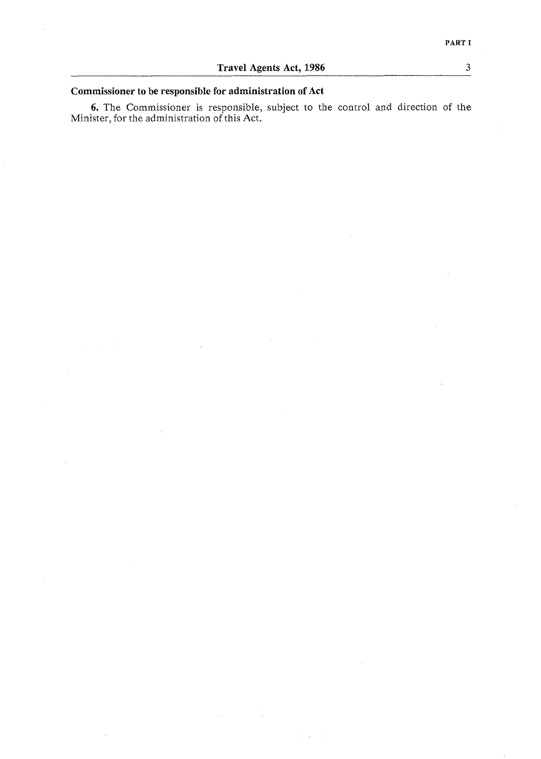**Commissioner to be responsible for administration of Act**

**6.** The Commissioner is responsible, subject to the control and direction of the Minister, for the administration of this Act.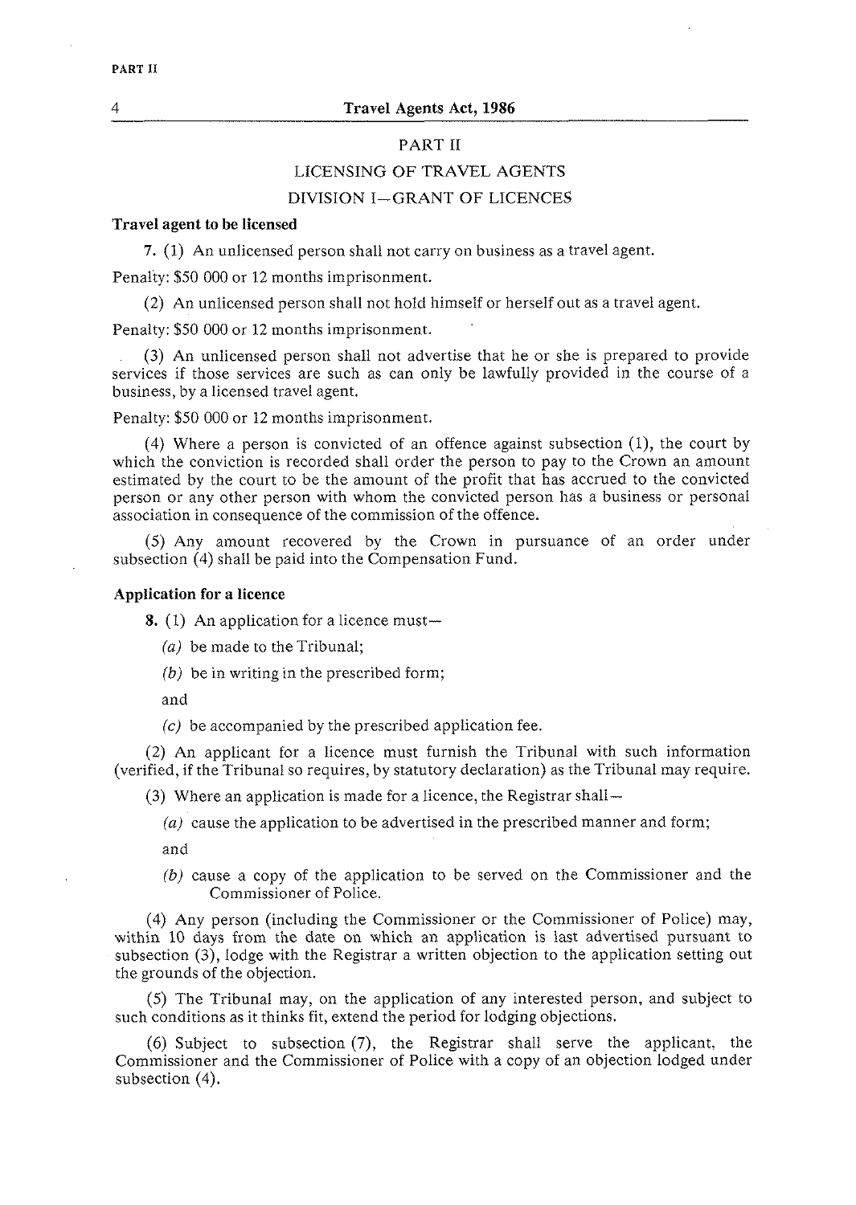## PART II

## LICENSING OF TRAVEL AGENTS

### DIVISION I—GRANT OF LICENCES

**Travel agent to be licensed**

7. (1) An unlicensed person shall not carry on business as a travel agent.

Penalty: $50 000 or 12 months imprisonment.

(2) An unlicensed person shall not hold himself or herself out as a travel agent.

Penalty: $50 000 or 12 months imprisonment.

(3) An unlicensed person shall not advertise that he or she is prepared to provide services if those services are such as can only be lawfully provided in the course of a business, by a licensed travel agent.

Penalty: $50 000 or 12 months imprisonment.

(4) Where a person is convicted of an offence against subsection (1), the court by which the conviction is recorded shall order the person to pay to the Crown an amount estimated by the court to be the amount of the profit that has accrued to the convicted person or any other person with whom the convicted person has a business or personal association in consequence of the commission of the offence.

(5) Any amount recovered by the Crown in pursuance of an order under subsection (4) shall be paid into the Compensation Fund.

**Application for a licence**

8. (1) An application for a licence must—

*(a)* be made to the Tribunal;

*(b)* be in writing in the prescribed form;

and

*(c)* be accompanied by the prescribed application fee.

(2) An applicant for a licence must furnish the Tribunal with such information (verified, if the Tribunal so requires, by statutory declaration) as the Tribunal may require.

(3) Where an application is made for a licence, the Registrar shall—

*(a)* cause the application to be advertised in the prescribed manner and form;

and

*(b)* cause a copy of the application to be served on the Commissioner and the Commissioner of Police.

(4) Any person (including the Commissioner or the Commissioner of Police) may, within 10 days from the date on which an application is last advertised pursuant to subsection (3), lodge with the Registrar a written objection to the application setting out the grounds of the objection.

(5) The Tribunal may, on the application of any interested person, and subject to such conditions as it thinks fit, extend the period for lodging objections.

(6) Subject to subsection (7), the Registrar shall serve the applicant, the Commissioner and the Commissioner of Police with a copy of an objection lodged under subsection (4).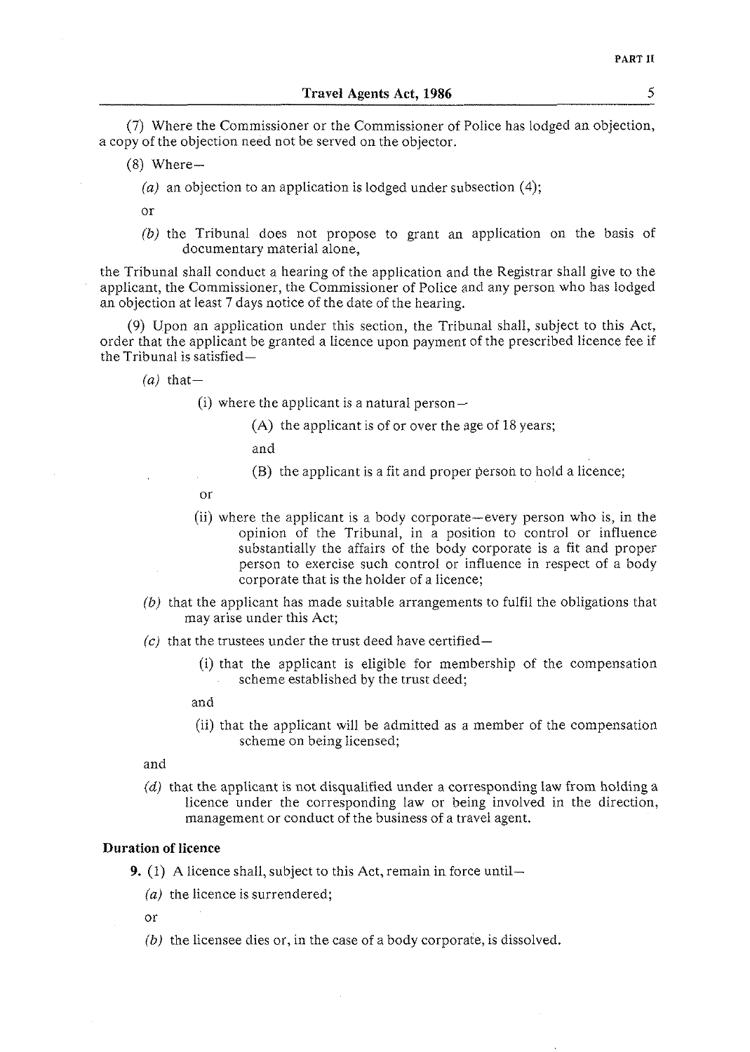(7) Where the Commissioner or the Commissioner of Police has lodged an objection, a copy of the objection need not be served on the objector.

(8) Where—

*(a)* an objection to an application is lodged under subsection (4);

or

*(b)* the Tribunal does not propose to grant an application on the basis of documentary material alone,

the Tribunal shall conduct a hearing of the application and the Registrar shall give to the applicant, the Commissioner, the Commissioner of Police and any person who has lodged an objection at least 7 days notice of the date of the hearing.

(9) Upon an application under this section, the Tribunal shall, subject to this Act, order that the applicant be granted a licence upon payment of the prescribed licence fee if the Tribunal is satisfied—

*(a)* that—

(i) where the applicant is a natural person—

(A) the applicant is of or over the age of 18 years;

and

(B) the applicant is a fit and proper person to hold a licence;

or

(ii) where the applicant is a body corporate—every person who is, in the opinion of the Tribunal, in a position to control or influence substantially the affairs of the body corporate is a fit and proper person to exercise such control or influence in respect of a body corporate that is the holder of a licence;

*(b)* that the applicant has made suitable arrangements to fulfil the obligations that may arise under this Act;

*(c)* that the trustees under the trust deed have certified—

(i) that the applicant is eligible for membership of the compensation scheme established by the trust deed;

and

(ii) that the applicant will be admitted as a member of the compensation scheme on being licensed;

and

*(d)* that the applicant is not disqualified under a corresponding law from holding a licence under the corresponding law or being involved in the direction, management or conduct of the business of a travel agent.

**Duration of licence**

**9.** (1) A licence shall, subject to this Act, remain in force until—

*(a)* the licence is surrendered;

or

*(b)* the licensee dies or, in the case of a body corporate, is dissolved.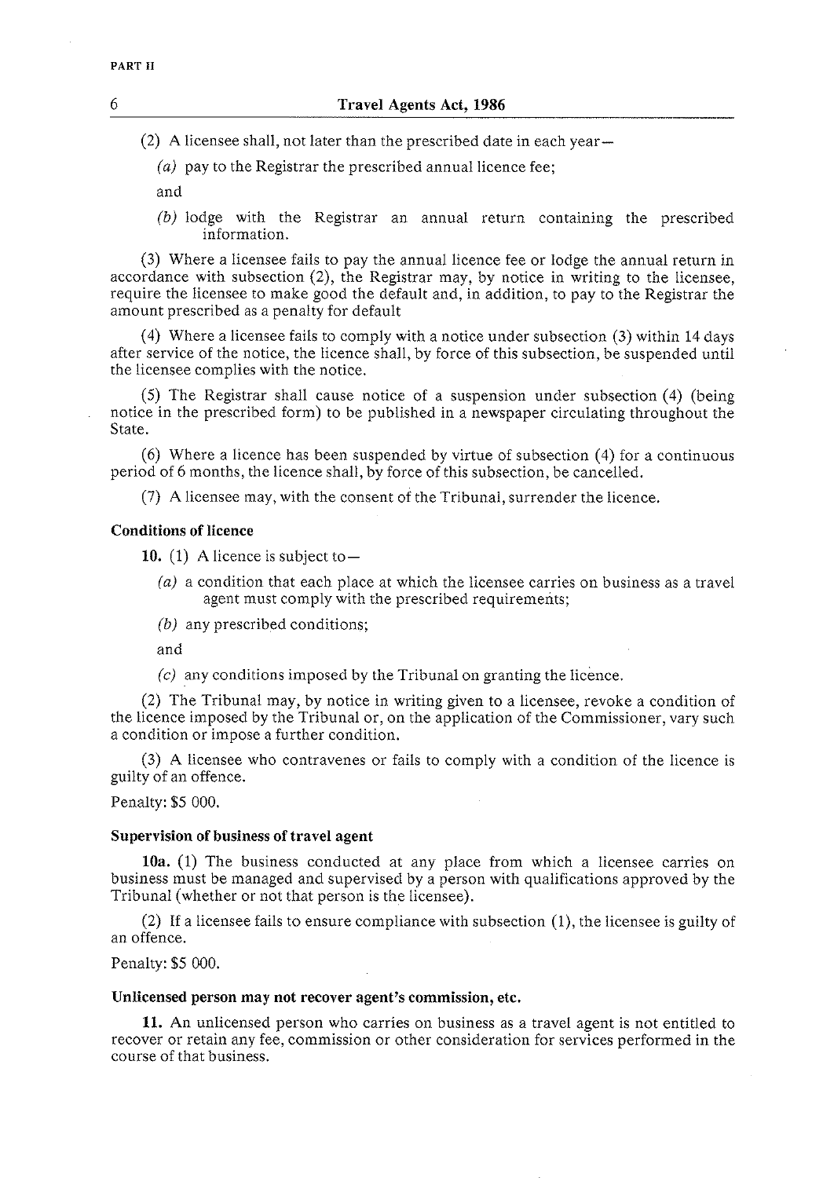(2) A licensee shall, not later than the prescribed date in each year—

*(a)* pay to the Registrar the prescribed annual licence fee;

and

*(b)* lodge with the Registrar an annual return containing the prescribed information.

(3) Where a licensee fails to pay the annual licence fee or lodge the annual return in accordance with subsection (2), the Registrar may, by notice in writing to the licensee, require the licensee to make good the default and, in addition, to pay to the Registrar the amount prescribed as a penalty for default

(4) Where a licensee fails to comply with a notice under subsection (3) within 14 days after service of the notice, the licence shall, by force of this subsection, be suspended until the licensee complies with the notice.

(5) The Registrar shall cause notice of a suspension under subsection (4) (being notice in the prescribed form) to be published in a newspaper circulating throughout the State.

(6) Where a licence has been suspended by virtue of subsection (4) for a continuous period of 6 months, the licence shall, by force of this subsection, be cancelled.

(7) A licensee may, with the consent of the Tribunal, surrender the licence.

**Conditions of licence**

**10.** (1) A licence is subject to—

*(a)* a condition that each place at which the licensee carries on business as a travel agent must comply with the prescribed requirements;

*(b)* any prescribed conditions;

and

*(c)* any conditions imposed by the Tribunal on granting the licence.

(2) The Tribunal may, by notice in writing given to a licensee, revoke a condition of the licence imposed by the Tribunal or, on the application of the Commissioner, vary such a condition or impose a further condition.

(3) A licensee who contravenes or fails to comply with a condition of the licence is guilty of an offence.

Penalty: $5 000.

**Supervision of business of travel agent**

**10a.** (1) The business conducted at any place from which a licensee carries on business must be managed and supervised by a person with qualifications approved by the Tribunal (whether or not that person is the licensee).

(2) If a licensee fails to ensure compliance with subsection (1), the licensee is guilty of an offence.

Penalty: $5 000.

**Unlicensed person may not recover agent's commission, etc.**

**11.** An unlicensed person who carries on business as a travel agent is not entitled to recover or retain any fee, commission or other consideration for services performed in the course of that business.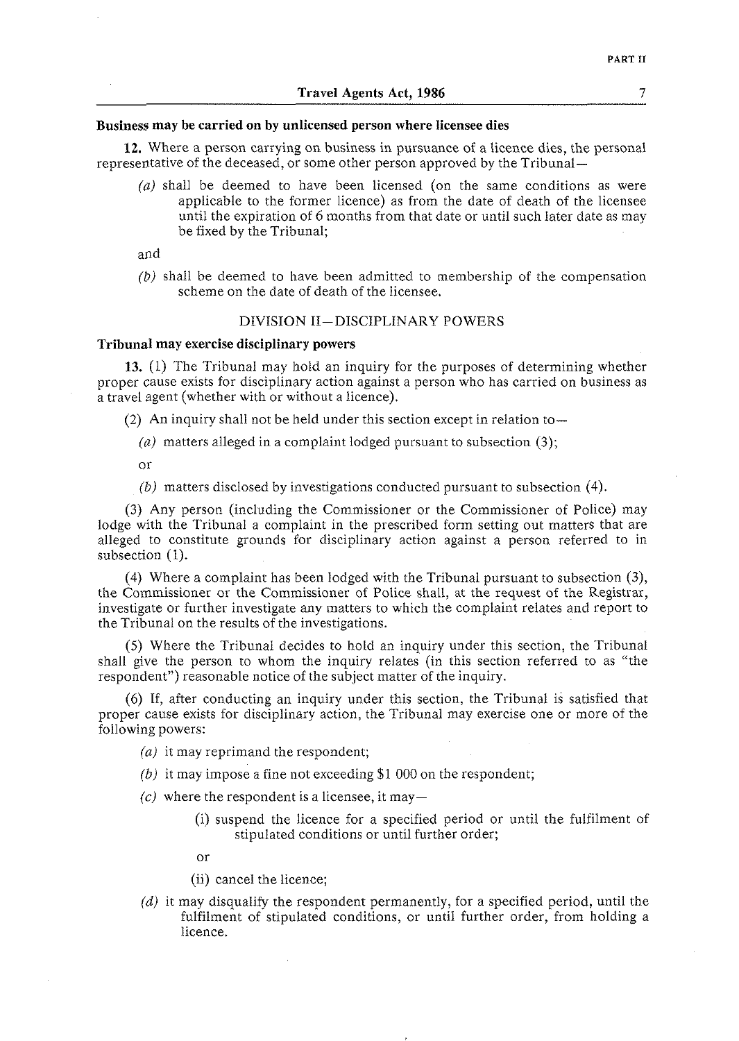**Business may be carried on by unlicensed person where licensee dies**

**12.** Where a person carrying on business in pursuance of a licence dies, the personal representative of the deceased, or some other person approved by the Tribunal—

*(a)* shall be deemed to have been licensed (on the same conditions as were applicable to the former licence) as from the date of death of the licensee until the expiration of 6 months from that date or until such later date as may be fixed by the Tribunal;

and

*(b)* shall be deemed to have been admitted to membership of the compensation scheme on the date of death of the licensee.

## DIVISION II—DISCIPLINARY POWERS

**Tribunal may exercise disciplinary powers**

**13.** (1) The Tribunal may hold an inquiry for the purposes of determining whether proper cause exists for disciplinary action against a person who has carried on business as a travel agent (whether with or without a licence).

(2) An inquiry shall not be held under this section except in relation to—

*(a)* matters alleged in a complaint lodged pursuant to subsection (3);

or

*(b)* matters disclosed by investigations conducted pursuant to subsection (4).

(3) Any person (including the Commissioner or the Commissioner of Police) may lodge with the Tribunal a complaint in the prescribed form setting out matters that are alleged to constitute grounds for disciplinary action against a person referred to in subsection (1).

(4) Where a complaint has been lodged with the Tribunal pursuant to subsection (3), the Commissioner or the Commissioner of Police shall, at the request of the Registrar, investigate or further investigate any matters to which the complaint relates and report to the Tribunal on the results of the investigations.

(5) Where the Tribunal decides to hold an inquiry under this section, the Tribunal shall give the person to whom the inquiry relates (in this section referred to as "the respondent") reasonable notice of the subject matter of the inquiry.

(6) If, after conducting an inquiry under this section, the Tribunal is satisfied that proper cause exists for disciplinary action, the Tribunal may exercise one or more of the following powers:

*(a)* it may reprimand the respondent;

*(b)* it may impose a fine not exceeding $1 000 on the respondent;

*(c)* where the respondent is a licensee, it may—

(i) suspend the licence for a specified period or until the fulfilment of stipulated conditions or until further order;

or

(ii) cancel the licence;

*(d)* it may disqualify the respondent permanently, for a specified period, until the fulfilment of stipulated conditions, or until further order, from holding a licence.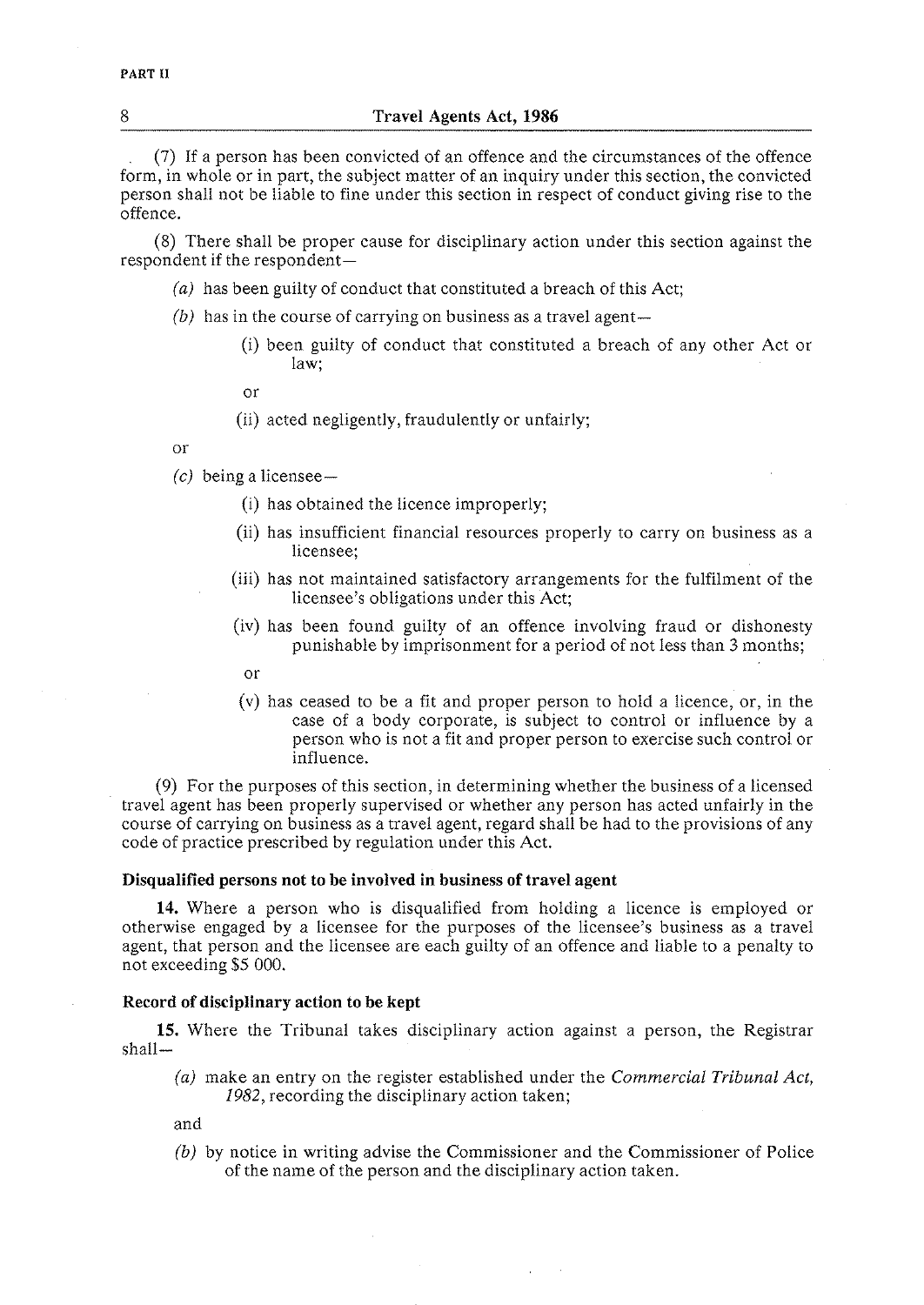(7) If a person has been convicted of an offence and the circumstances of the offence form, in whole or in part, the subject matter of an inquiry under this section, the convicted person shall not be liable to fine under this section in respect of conduct giving rise to the offence.

(8) There shall be proper cause for disciplinary action under this section against the respondent if the respondent—

*(a)* has been guilty of conduct that constituted a breach of this Act;

*(b)* has in the course of carrying on business as a travel agent—

(i) been guilty of conduct that constituted a breach of any other Act or law;

or

(ii) acted negligently, fraudulently or unfairly;

or

*(c)* being a licensee—

(i) has obtained the licence improperly;

(ii) has insufficient financial resources properly to carry on business as a licensee;

(iii) has not maintained satisfactory arrangements for the fulfilment of the licensee's obligations under this Act;

(iv) has been found guilty of an offence involving fraud or dishonesty punishable by imprisonment for a period of not less than 3 months;

or

(v) has ceased to be a fit and proper person to hold a licence, or, in the case of a body corporate, is subject to control or influence by a person who is not a fit and proper person to exercise such control or influence.

(9) For the purposes of this section, in determining whether the business of a licensed travel agent has been properly supervised or whether any person has acted unfairly in the course of carrying on business as a travel agent, regard shall be had to the provisions of any code of practice prescribed by regulation under this Act.

**Disqualified persons not to be involved in business of travel agent**

**14.** Where a person who is disqualified from holding a licence is employed or otherwise engaged by a licensee for the purposes of the licensee's business as a travel agent, that person and the licensee are each guilty of an offence and liable to a penalty to not exceeding $5 000.

**Record of disciplinary action to be kept**

**15.** Where the Tribunal takes disciplinary action against a person, the Registrar shall—

*(a)* make an entry on the register established under the *Commercial Tribunal Act, 1982*, recording the disciplinary action taken;

and

*(b)* by notice in writing advise the Commissioner and the Commissioner of Police of the name of the person and the disciplinary action taken.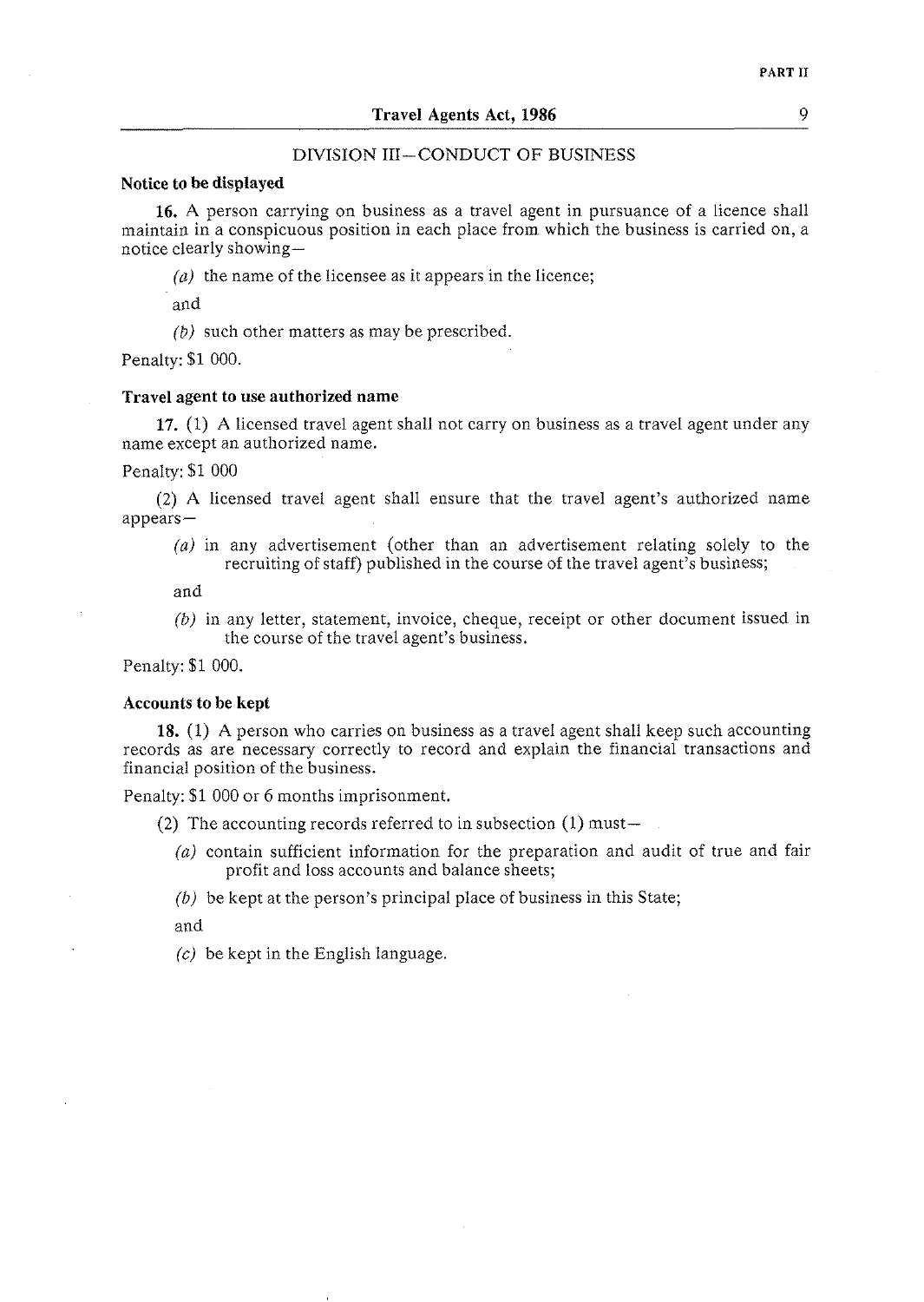## DIVISION III—CONDUCT OF BUSINESS

**Notice to be displayed**

**16.** A person carrying on business as a travel agent in pursuance of a licence shall maintain in a conspicuous position in each place from which the business is carried on, a notice clearly showing—

*(a)* the name of the licensee as it appears in the licence;

and

*(b)* such other matters as may be prescribed.

Penalty: $1 000.

**Travel agent to use authorized name**

**17.** (1) A licensed travel agent shall not carry on business as a travel agent under any name except an authorized name.

Penalty: $1 000

(2) A licensed travel agent shall ensure that the travel agent's authorized name appears—

*(a)* in any advertisement (other than an advertisement relating solely to the recruiting of staff) published in the course of the travel agent's business;

and

*(b)* in any letter, statement, invoice, cheque, receipt or other document issued in the course of the travel agent's business.

Penalty: $1 000.

**Accounts to be kept**

**18.** (1) A person who carries on business as a travel agent shall keep such accounting records as are necessary correctly to record and explain the financial transactions and financial position of the business.

Penalty: $1 000 or 6 months imprisonment.

(2) The accounting records referred to in subsection (1) must—

*(a)* contain sufficient information for the preparation and audit of true and fair profit and loss accounts and balance sheets;

*(b)* be kept at the person's principal place of business in this State;

and

*(c)* be kept in the English language.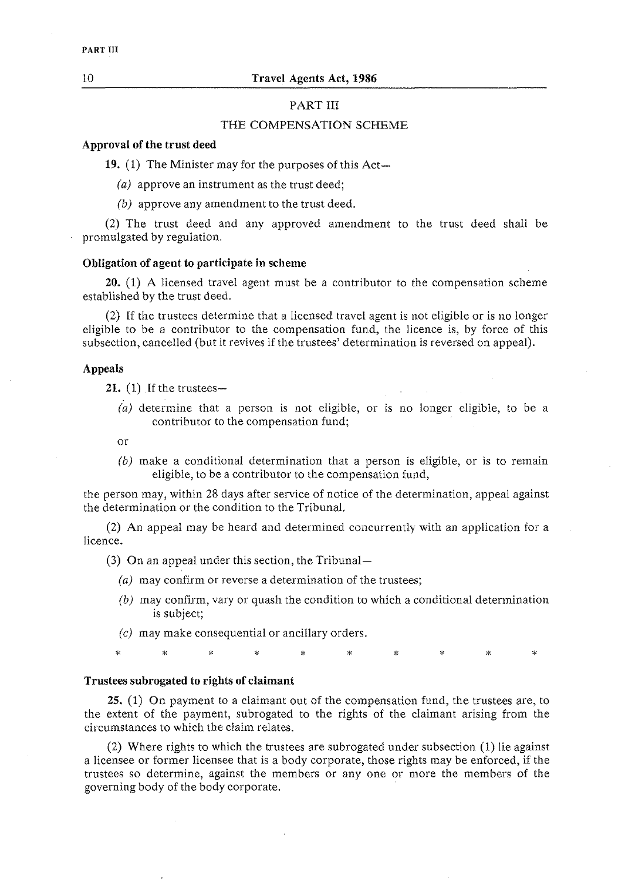## PART III

## THE COMPENSATION SCHEME

**Approval of the trust deed**

**19.** (1) The Minister may for the purposes of this Act—

*(a)* approve an instrument as the trust deed;

*(b)* approve any amendment to the trust deed.

(2) The trust deed and any approved amendment to the trust deed shall be promulgated by regulation.

**Obligation of agent to participate in scheme**

**20.** (1) A licensed travel agent must be a contributor to the compensation scheme established by the trust deed.

(2) If the trustees determine that a licensed travel agent is not eligible or is no longer eligible to be a contributor to the compensation fund, the licence is, by force of this subsection, cancelled (but it revives if the trustees' determination is reversed on appeal).

**Appeals**

**21.** (1) If the trustees—

*(a)* determine that a person is not eligible, or is no longer eligible, to be a contributor to the compensation fund;

or

*(b)* make a conditional determination that a person is eligible, or is to remain eligible, to be a contributor to the compensation fund,

the person may, within 28 days after service of notice of the determination, appeal against the determination or the condition to the Tribunal.

(2) An appeal may be heard and determined concurrently with an application for a licence.

(3) On an appeal under this section, the Tribunal—

*(a)* may confirm or reverse a determination of the trustees;

*(b)* may confirm, vary or quash the condition to which a conditional determination is subject;

*(c)* may make consequential or ancillary orders.

\* \* \* \* \* \* \* \* \* \*

**Trustees subrogated to rights of claimant**

**25.** (1) On payment to a claimant out of the compensation fund, the trustees are, to the extent of the payment, subrogated to the rights of the claimant arising from the circumstances to which the claim relates.

(2) Where rights to which the trustees are subrogated under subsection (1) lie against a licensee or former licensee that is a body corporate, those rights may be enforced, if the trustees so determine, against the members or any one or more the members of the governing body of the body corporate.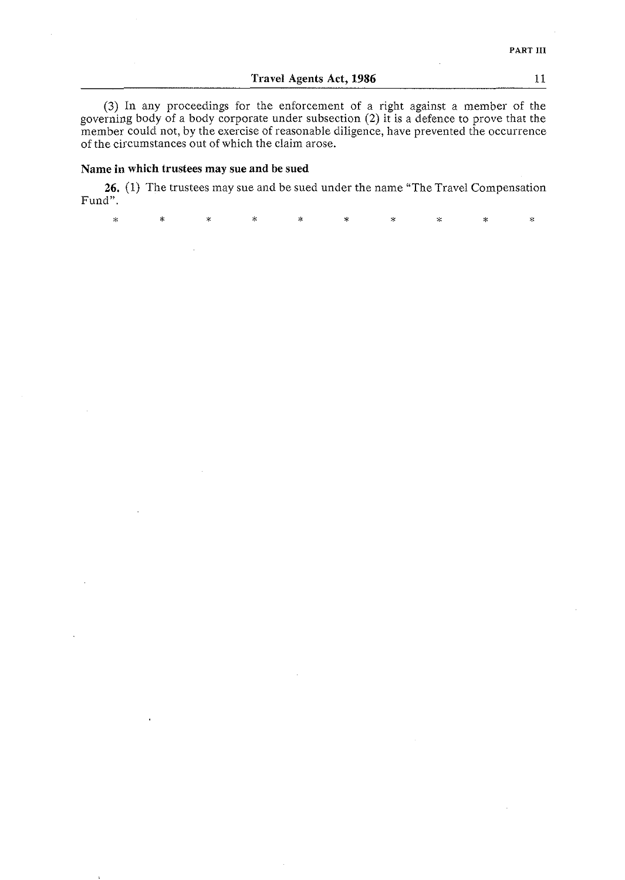(3) In any proceedings for the enforcement of a right against a member of the governing body of a body corporate under subsection (2) it is a defence to prove that the member could not, by the exercise of reasonable diligence, have prevented the occurrence of the circumstances out of which the claim arose.

**Name in which trustees may sue and be sued**

**26.** (1) The trustees may sue and be sued under the name "The Travel Compensation Fund".

\* \* \* \* \* \* \* \* \* \*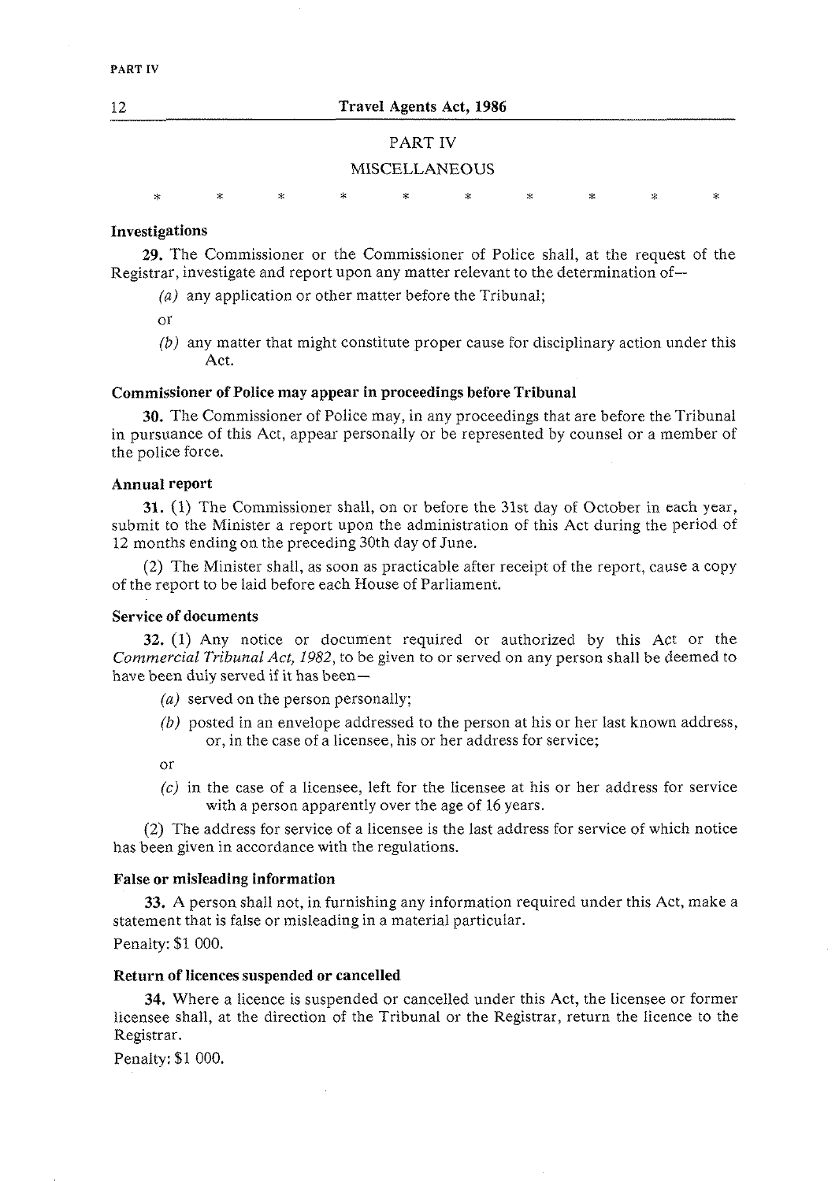## PART IV

## MISCELLANEOUS

\* \* \* \* \* \* \* \* \* \*

**Investigations**

**29.** The Commissioner or the Commissioner of Police shall, at the request of the Registrar, investigate and report upon any matter relevant to the determination of—

*(a)* any application or other matter before the Tribunal;

or

*(b)* any matter that might constitute proper cause for disciplinary action under this Act.

**Commissioner of Police may appear in proceedings before Tribunal**

**30.** The Commissioner of Police may, in any proceedings that are before the Tribunal in pursuance of this Act, appear personally or be represented by counsel or a member of the police force.

**Annual report**

**31.** (1) The Commissioner shall, on or before the 31st day of October in each year, submit to the Minister a report upon the administration of this Act during the period of 12 months ending on the preceding 30th day of June.

(2) The Minister shall, as soon as practicable after receipt of the report, cause a copy of the report to be laid before each House of Parliament.

**Service of documents**

**32.** (1) Any notice or document required or authorized by this Act or the *Commercial Tribunal Act, 1982*, to be given to or served on any person shall be deemed to have been duly served if it has been—

*(a)* served on the person personally;

*(b)* posted in an envelope addressed to the person at his or her last known address, or, in the case of a licensee, his or her address for service;

or

*(c)* in the case of a licensee, left for the licensee at his or her address for service with a person apparently over the age of 16 years.

(2) The address for service of a licensee is the last address for service of which notice has been given in accordance with the regulations.

**False or misleading information**

**33.** A person shall not, in furnishing any information required under this Act, make a statement that is false or misleading in a material particular.

Penalty: $1 000.

**Return of licences suspended or cancelled**

**34.** Where a licence is suspended or cancelled under this Act, the licensee or former licensee shall, at the direction of the Tribunal or the Registrar, return the licence to the Registrar.

Penalty: $1 000.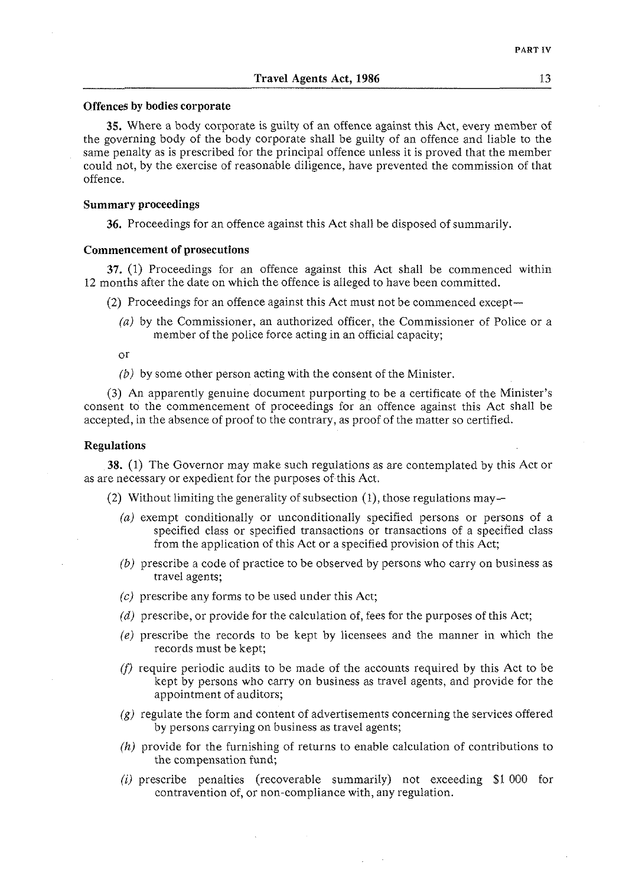### Offences by bodies corporate

**35.** Where a body corporate is guilty of an offence against this Act, every member of the governing body of the body corporate shall be guilty of an offence and liable to the same penalty as is prescribed for the principal offence unless it is proved that the member could not, by the exercise of reasonable diligence, have prevented the commission of that offence.

### Summary proceedings

**36.** Proceedings for an offence against this Act shall be disposed of summarily.

### Commencement of prosecutions

**37.** (1) Proceedings for an offence against this Act shall be commenced within 12 months after the date on which the offence is alleged to have been committed.

(2) Proceedings for an offence against this Act must not be commenced except—

*(a)* by the Commissioner, an authorized officer, the Commissioner of Police or a member of the police force acting in an official capacity;

or

*(b)* by some other person acting with the consent of the Minister.

(3) An apparently genuine document purporting to be a certificate of the Minister's consent to the commencement of proceedings for an offence against this Act shall be accepted, in the absence of proof to the contrary, as proof of the matter so certified.

### Regulations

**38.** (1) The Governor may make such regulations as are contemplated by this Act or as are necessary or expedient for the purposes of this Act.

(2) Without limiting the generality of subsection (1), those regulations may—

*(a)* exempt conditionally or unconditionally specified persons or persons of a specified class or specified transactions or transactions of a specified class from the application of this Act or a specified provision of this Act;

*(b)* prescribe a code of practice to be observed by persons who carry on business as travel agents;

*(c)* prescribe any forms to be used under this Act;

*(d)* prescribe, or provide for the calculation of, fees for the purposes of this Act;

*(e)* prescribe the records to be kept by licensees and the manner in which the records must be kept;

*(f)* require periodic audits to be made of the accounts required by this Act to be kept by persons who carry on business as travel agents, and provide for the appointment of auditors;

*(g)* regulate the form and content of advertisements concerning the services offered by persons carrying on business as travel agents;

*(h)* provide for the furnishing of returns to enable calculation of contributions to the compensation fund;

*(i)* prescribe penalties (recoverable summarily) not exceeding $1 000 for contravention of, or non-compliance with, any regulation.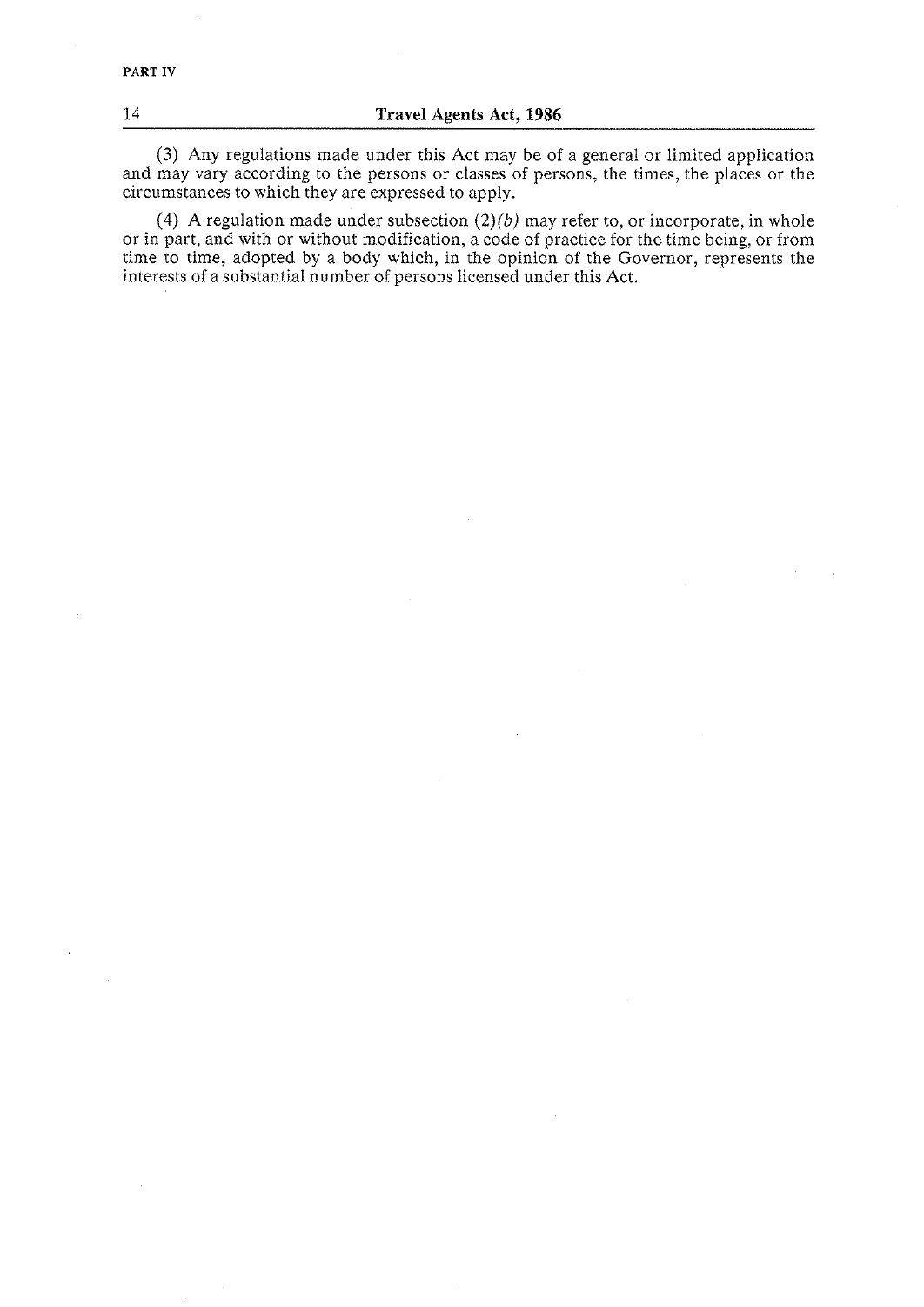(3) Any regulations made under this Act may be of a general or limited application and may vary according to the persons or classes of persons, the times, the places or the circumstances to which they are expressed to apply.

(4) A regulation made under subsection (2)*(b)* may refer to, or incorporate, in whole or in part, and with or without modification, a code of practice for the time being, or from time to time, adopted by a body which, in the opinion of the Governor, represents the interests of a substantial number of persons licensed under this Act.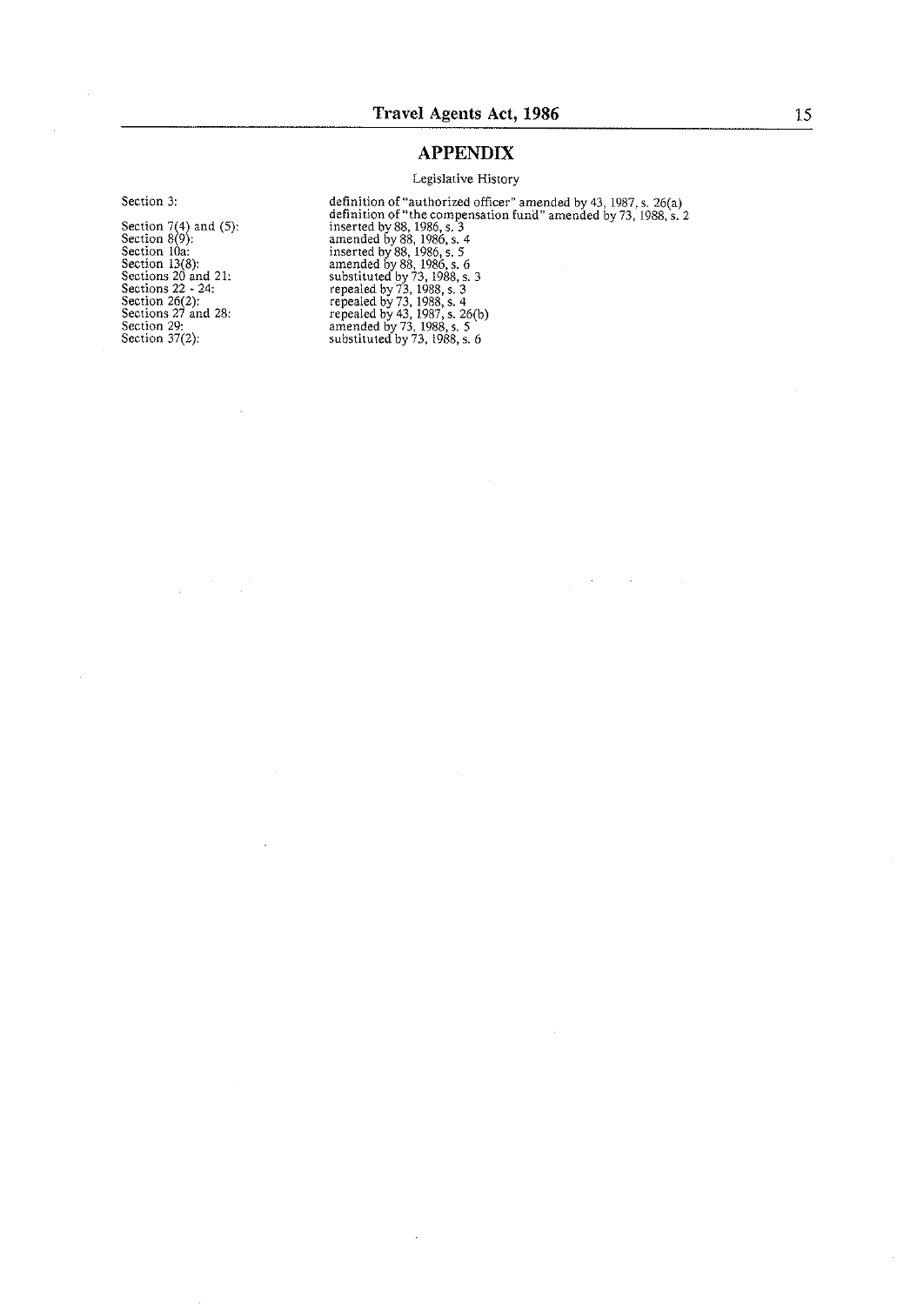## APPENDIX

Legislative History

| | |
|---|---|
| Section 3: | definition of "authorized officer" amended by 43, 1987, s. 26(a) |
| | definition of "the compensation fund" amended by 73, 1988, s. 2 |
| Section 7(4) and (5): | inserted by 88, 1986, s. 3 |
| Section 8(9): | amended by 88, 1986, s. 4 |
| Section 10a: | inserted by 88, 1986, s. 5 |
| Section 13(8): | amended by 88, 1986, s. 6 |
| Sections 20 and 21: | substituted by 73, 1988, s. 3 |
| Sections 22 - 24: | repealed by 73, 1988, s. 3 |
| Section 26(2): | repealed by 73, 1988, s. 4 |
| Sections 27 and 28: | repealed by 43, 1987, s. 26(b) |
| Section 29: | amended by 73, 1988, s. 5 |
| Section 37(2): | substituted by 73, 1988, s. 6 |